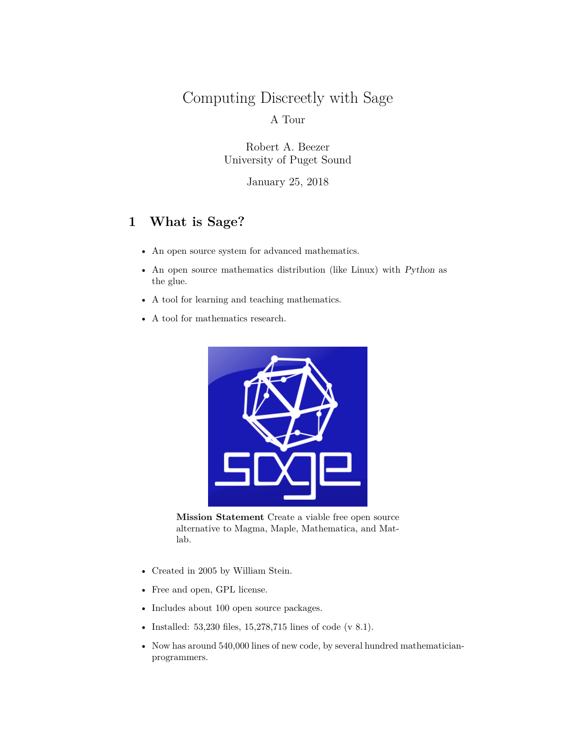# Computing Discreetly with Sage

A Tour

Robert A. Beezer
University of Puget Sound

January 25, 2018

## 1 What is Sage?

- An open source system for advanced mathematics.
- An open source mathematics distribution (like Linux) with *Python* as the glue.
- A tool for learning and teaching mathematics.
- A tool for mathematics research.

**Mission Statement** Create a viable free open source alternative to Magma, Maple, Mathematica, and Matlab.

- Created in 2005 by William Stein.
- Free and open, GPL license.
- Includes about 100 open source packages.
- Installed: 53,230 files, 15,278,715 lines of code (v 8.1).
- Now has around 540,000 lines of new code, by several hundred mathematician-programmers.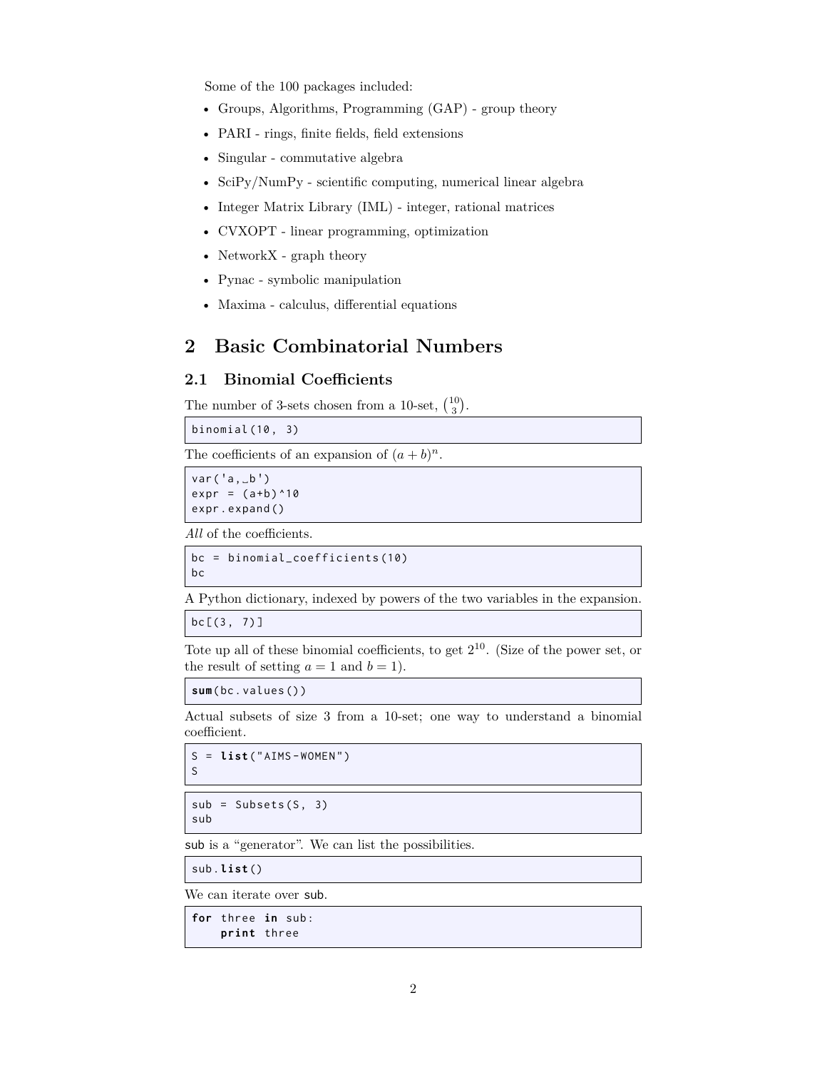Some of the 100 packages included:

- Groups, Algorithms, Programming (GAP) - group theory
- PARI - rings, finite fields, field extensions
- Singular - commutative algebra
- SciPy/NumPy - scientific computing, numerical linear algebra
- Integer Matrix Library (IML) - integer, rational matrices
- CVXOPT - linear programming, optimization
- NetworkX - graph theory
- Pynac - symbolic manipulation
- Maxima - calculus, differential equations

# 2 Basic Combinatorial Numbers

## 2.1 Binomial Coefficients

The number of 3-sets chosen from a 10-set, $\binom{10}{3}$.

```
binomial(10, 3)
```

The coefficients of an expansion of $(a + b)^n$.

```
var('a, b')
expr = (a+b)^10
expr.expand()
```

*All* of the coefficients.

```
bc = binomial_coefficients(10)
bc
```

A Python dictionary, indexed by powers of the two variables in the expansion.

```
bc[(3, 7)]
```

Tote up all of these binomial coefficients, to get $2^{10}$. (Size of the power set, or the result of setting $a = 1$ and $b = 1$).

```
sum(bc.values())
```

Actual subsets of size 3 from a 10-set; one way to understand a binomial coefficient.

```
S = list("AIMS-WOMEN")
S
```

```
sub = Subsets(S, 3)
sub
```

sub is a "generator". We can list the possibilities.

```
sub.list()
```

We can iterate over sub.

```
for three in sub:
    print three
```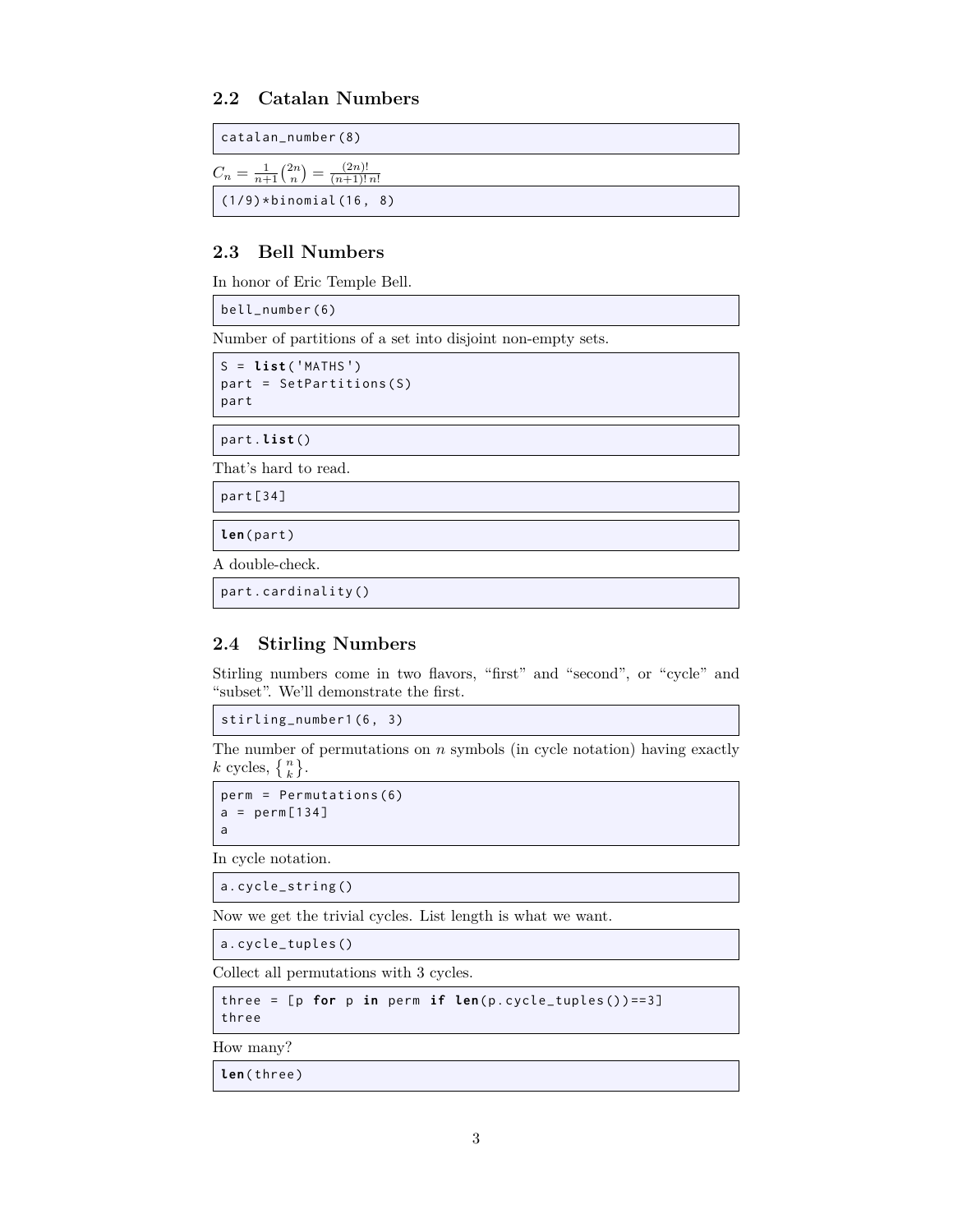## 2.2 Catalan Numbers

```
catalan_number(8)
```

$C_n = \frac{1}{n+1}\binom{2n}{n} = \frac{(2n)!}{(n+1)!\,n!}$

```
(1/9)*binomial(16, 8)
```

## 2.3 Bell Numbers

In honor of Eric Temple Bell.

```
bell_number(6)
```

Number of partitions of a set into disjoint non-empty sets.

```
S = list('MATHS')
part = SetPartitions(S)
part
```

```
part.list()
```

That's hard to read.

```
part[34]
```

```
len(part)
```

A double-check.

```
part.cardinality()
```

## 2.4 Stirling Numbers

Stirling numbers come in two flavors, "first" and "second", or "cycle" and "subset". We'll demonstrate the first.

```
stirling_number1(6, 3)
```

The number of permutations on $n$ symbols (in cycle notation) having exactly $k$ cycles, $\left\{ {n \atop k} \right\}$.

```
perm = Permutations(6)
a = perm[134]
a
```

In cycle notation.

```
a.cycle_string()
```

Now we get the trivial cycles. List length is what we want.

```
a.cycle_tuples()
```

Collect all permutations with 3 cycles.

```
three = [p for p in perm if len(p.cycle_tuples())==3]
three
```

How many?

```
len(three)
```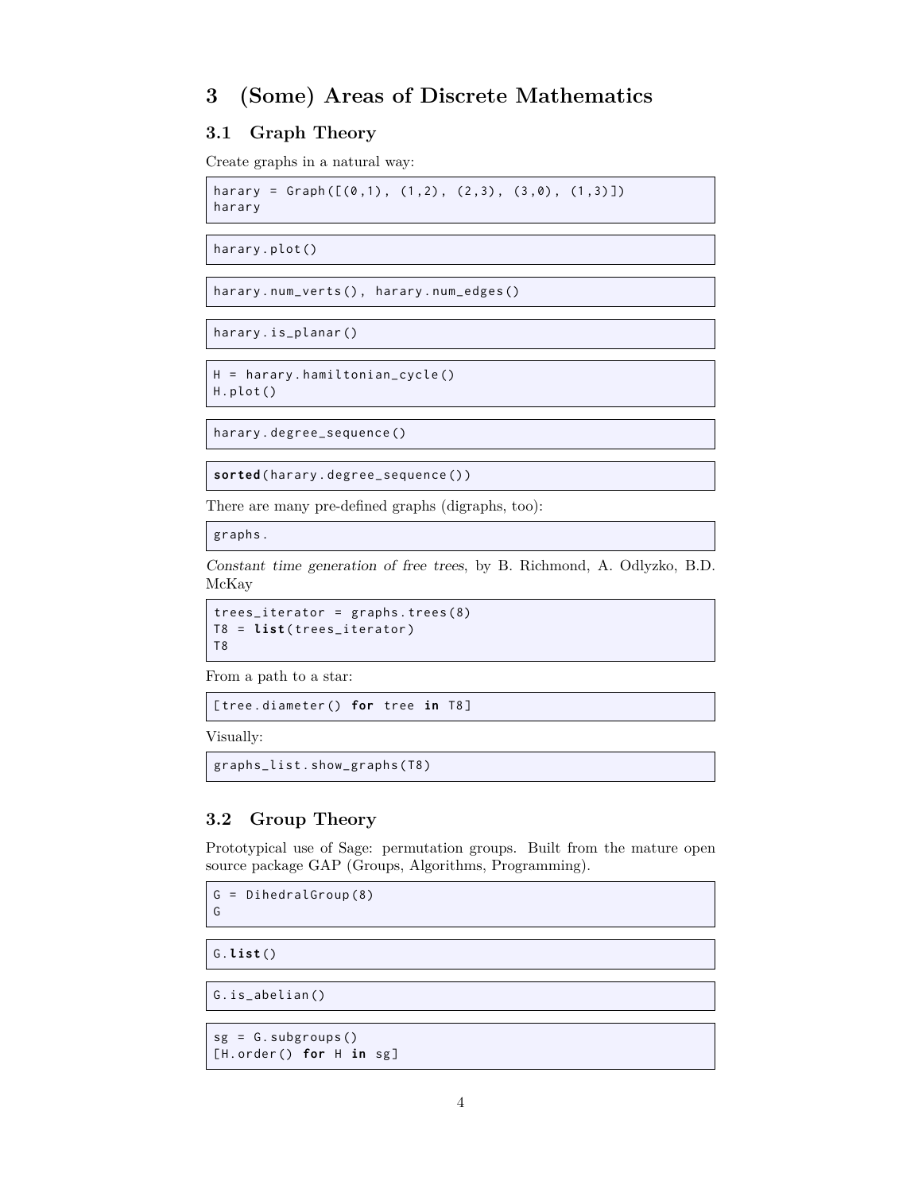# 3 (Some) Areas of Discrete Mathematics

## 3.1 Graph Theory

Create graphs in a natural way:

```
harary = Graph([(0,1), (1,2), (2,3), (3,0), (1,3)])
harary
```

```
harary.plot()
```

```
harary.num_verts(), harary.num_edges()
```

```
harary.is_planar()
```

```
H = harary.hamiltonian_cycle()
H.plot()
```

```
harary.degree_sequence()
```

```
sorted(harary.degree_sequence())
```

There are many pre-defined graphs (digraphs, too):

```
graphs.
```

*Constant time generation of free trees*, by B. Richmond, A. Odlyzko, B.D. McKay

```
trees_iterator = graphs.trees(8)
T8 = list(trees_iterator)
T8
```

From a path to a star:

```
[tree.diameter() for tree in T8]
```

Visually:

```
graphs_list.show_graphs(T8)
```

## 3.2 Group Theory

Prototypical use of Sage: permutation groups. Built from the mature open source package GAP (Groups, Algorithms, Programming).

```
G = DihedralGroup(8)
G
```

```
G.list()
```

```
G.is_abelian()
```

```
sg = G.subgroups()
[H.order() for H in sg]
```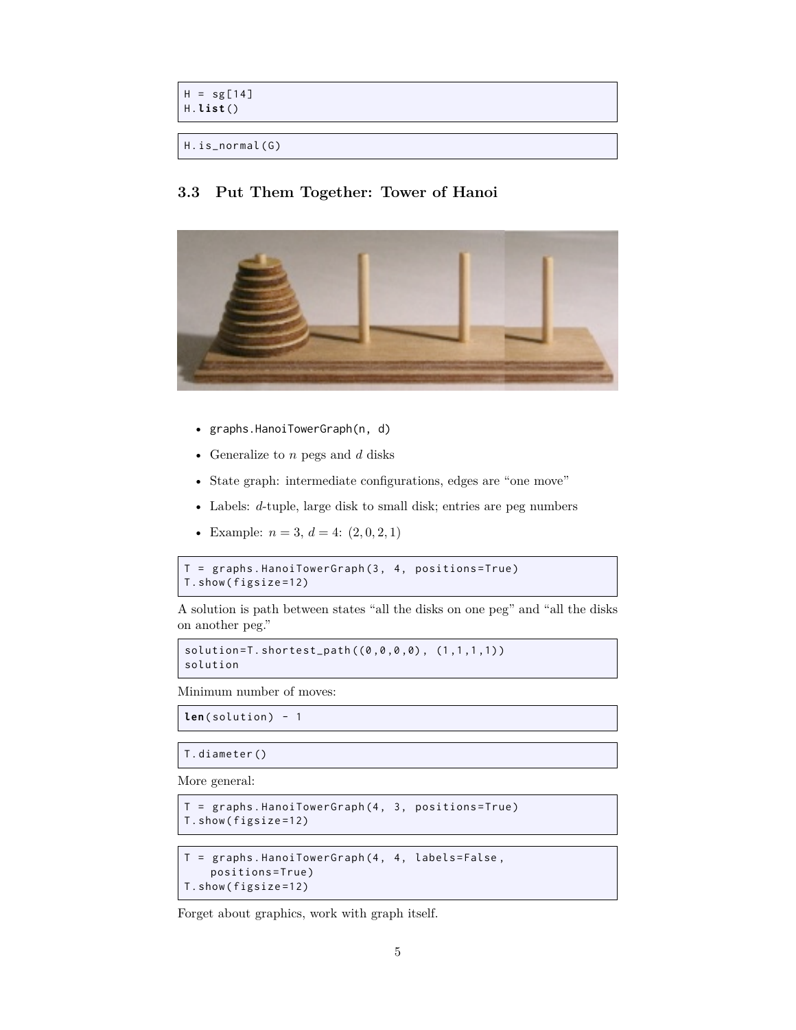```
H = sg[14]
H.list()
```

```
H.is_normal(G)
```

### 3.3 Put Them Together: Tower of Hanoi

- `graphs.HanoiTowerGraph(n, d)`
- Generalize to $n$ pegs and $d$ disks
- State graph: intermediate configurations, edges are "one move"
- Labels: $d$-tuple, large disk to small disk; entries are peg numbers
- Example: $n = 3$, $d = 4$: $(2, 0, 2, 1)$

```
T = graphs.HanoiTowerGraph(3, 4, positions=True)
T.show(figsize=12)
```

A solution is path between states "all the disks on one peg" and "all the disks on another peg."

```
solution=T.shortest_path((0,0,0,0), (1,1,1,1))
solution
```

Minimum number of moves:

```
len(solution) - 1
```

```
T.diameter()
```

More general:

```
T = graphs.HanoiTowerGraph(4, 3, positions=True)
T.show(figsize=12)
```

```
T = graphs.HanoiTowerGraph(4, 4, labels=False,
    positions=True)
T.show(figsize=12)
```

Forget about graphics, work with graph itself.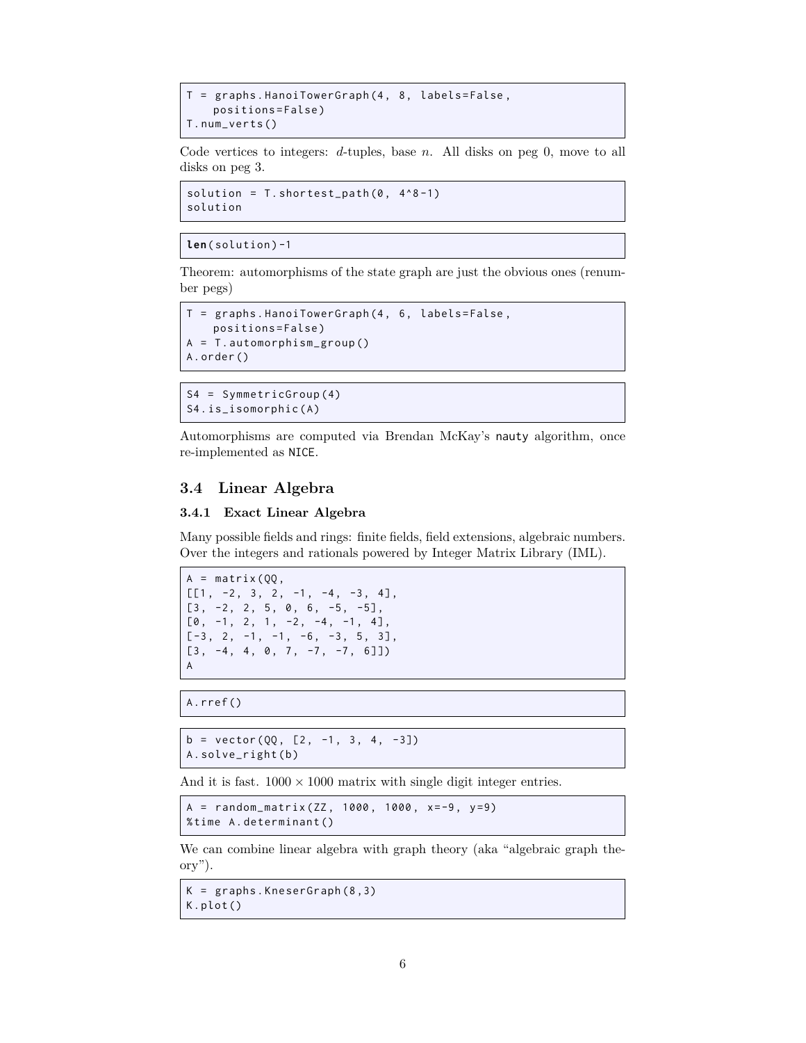```
T = graphs.HanoiTowerGraph(4, 8, labels=False,
    positions=False)
T.num_verts()
```

Code vertices to integers: $d$-tuples, base $n$. All disks on peg 0, move to all disks on peg 3.

```
solution = T.shortest_path(0, 4^8-1)
solution
```

```
len(solution)-1
```

Theorem: automorphisms of the state graph are just the obvious ones (renumber pegs)

```
T = graphs.HanoiTowerGraph(4, 6, labels=False,
    positions=False)
A = T.automorphism_group()
A.order()
```

```
S4 = SymmetricGroup(4)
S4.is_isomorphic(A)
```

Automorphisms are computed via Brendan McKay's `nauty` algorithm, once re-implemented as `NICE`.

## 3.4 Linear Algebra

### 3.4.1 Exact Linear Algebra

Many possible fields and rings: finite fields, field extensions, algebraic numbers. Over the integers and rationals powered by Integer Matrix Library (IML).

```
A = matrix(QQ,
[[1, -2, 3, 2, -1, -4, -3, 4],
[3, -2, 2, 5, 0, 6, -5, -5],
[0, -1, 2, 1, -2, -4, -1, 4],
[-3, 2, -1, -1, -6, -3, 5, 3],
[3, -4, 4, 0, 7, -7, -7, 6]])
A
```

```
A.rref()
```

```
b = vector(QQ, [2, -1, 3, 4, -3])
A.solve_right(b)
```

And it is fast. $1000 \times 1000$ matrix with single digit integer entries.

```
A = random_matrix(ZZ, 1000, 1000, x=-9, y=9)
%time A.determinant()
```

We can combine linear algebra with graph theory (aka "algebraic graph theory").

```
K = graphs.KneserGraph(8,3)
K.plot()
```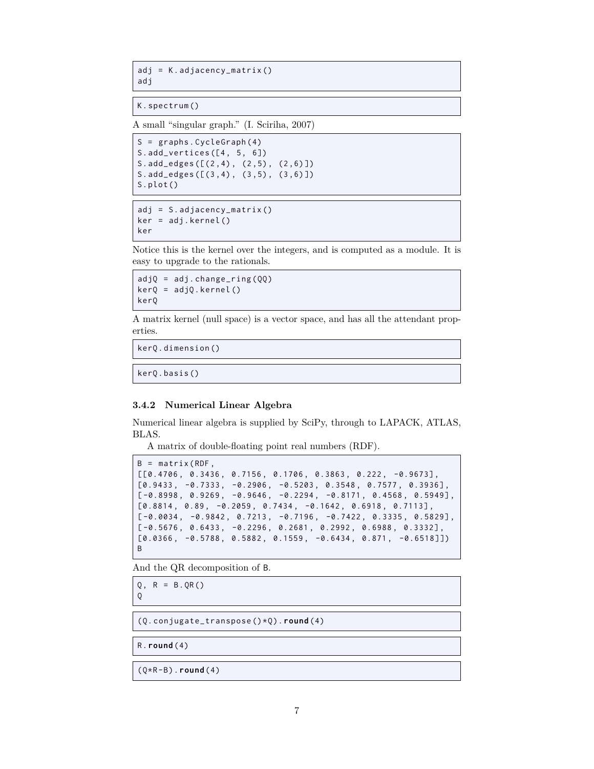```
adj = K.adjacency_matrix()
adj
```

```
K.spectrum()
```

A small "singular graph." (I. Sciriha, 2007)

```
S = graphs.CycleGraph(4)
S.add_vertices([4, 5, 6])
S.add_edges([(2,4), (2,5), (2,6)])
S.add_edges([(3,4), (3,5), (3,6)])
S.plot()
```

```
adj = S.adjacency_matrix()
ker = adj.kernel()
ker
```

Notice this is the kernel over the integers, and is computed as a module. It is easy to upgrade to the rationals.

```
adjQ = adj.change_ring(QQ)
kerQ = adjQ.kernel()
kerQ
```

A matrix kernel (null space) is a vector space, and has all the attendant properties.

```
kerQ.dimension()
```

```
kerQ.basis()
```

### 3.4.2 Numerical Linear Algebra

Numerical linear algebra is supplied by SciPy, through to LAPACK, ATLAS, BLAS.

A matrix of double-floating point real numbers (RDF).

```
B = matrix(RDF,
[[0.4706, 0.3436, 0.7156, 0.1706, 0.3863, 0.222, -0.9673],
[0.9433, -0.7333, -0.2906, -0.5203, 0.3548, 0.7577, 0.3936],
[-0.8998, 0.9269, -0.9646, -0.2294, -0.8171, 0.4568, 0.5949],
[0.8814, 0.89, -0.2059, 0.7434, -0.1642, 0.6918, 0.7113],
[-0.0034, -0.9842, 0.7213, -0.7196, -0.7422, 0.3335, 0.5829],
[-0.5676, 0.6433, -0.2296, 0.2681, 0.2992, 0.6988, 0.3332],
[0.0366, -0.5788, 0.5882, 0.1559, -0.6434, 0.871, -0.6518]])
B
```

And the QR decomposition of B.

```
Q, R = B.QR()
Q
```

```
(Q.conjugate_transpose()*Q).round(4)
```

```
R.round(4)
```

```
(Q*R-B).round(4)
```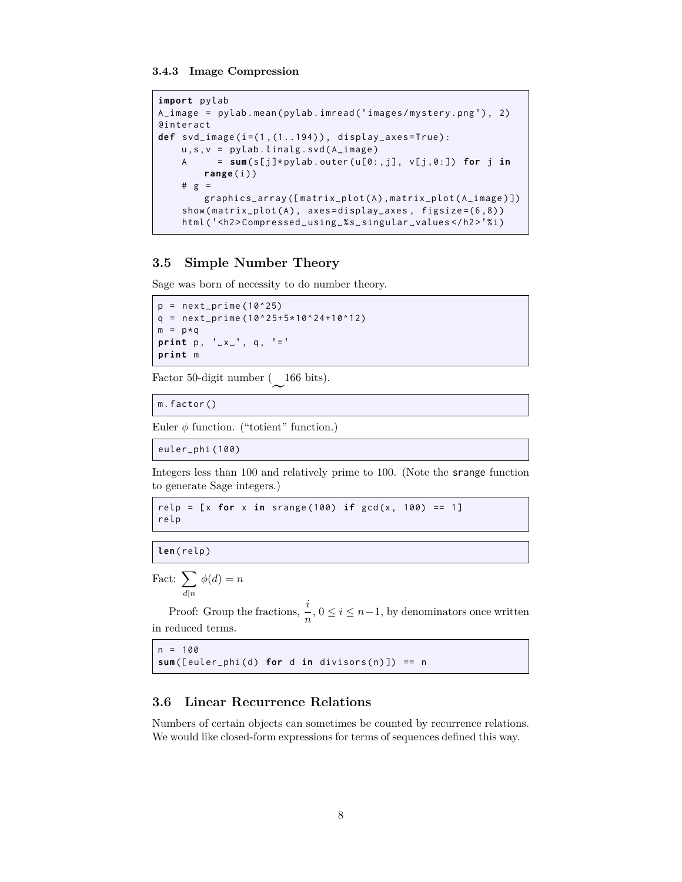### 3.4.3 Image Compression

```
import pylab
A_image = pylab.mean(pylab.imread('images/mystery.png'), 2)
@interact
def svd_image(i=(1,(1..194)), display_axes=True):
    u,s,v = pylab.linalg.svd(A_image)
    A     = sum(s[j]*pylab.outer(u[0:,j], v[j,0:]) for j in
        range(i))
    # g =
        graphics_array([matrix_plot(A),matrix_plot(A_image)])
    show(matrix_plot(A), axes=display_axes, figsize=(6,8))
    html('<h2>Compressed using %s singular values</h2>'%i)
```

## 3.5 Simple Number Theory

Sage was born of necessity to do number theory.

```
p = next_prime(10^25)
q = next_prime(10^25+5*10^24+10^12)
m = p*q
print p, ' x ', q, '='
print m
```

Factor 50-digit number ($\sim$166 bits).

```
m.factor()
```

Euler $\phi$ function. ("totient" function.)

```
euler_phi(100)
```

Integers less than 100 and relatively prime to 100. (Note the `srange` function to generate Sage integers.)

```
relp = [x for x in srange(100) if gcd(x, 100) == 1]
relp
```

```
len(relp)
```

Fact: $\sum_{d|n} \phi(d) = n$

Proof: Group the fractions, $\frac{i}{n}$, $0 \le i \le n-1$, by denominators once written in reduced terms.

```
n = 100
sum([euler_phi(d) for d in divisors(n)]) == n
```

## 3.6 Linear Recurrence Relations

Numbers of certain objects can sometimes be counted by recurrence relations. We would like closed-form expressions for terms of sequences defined this way.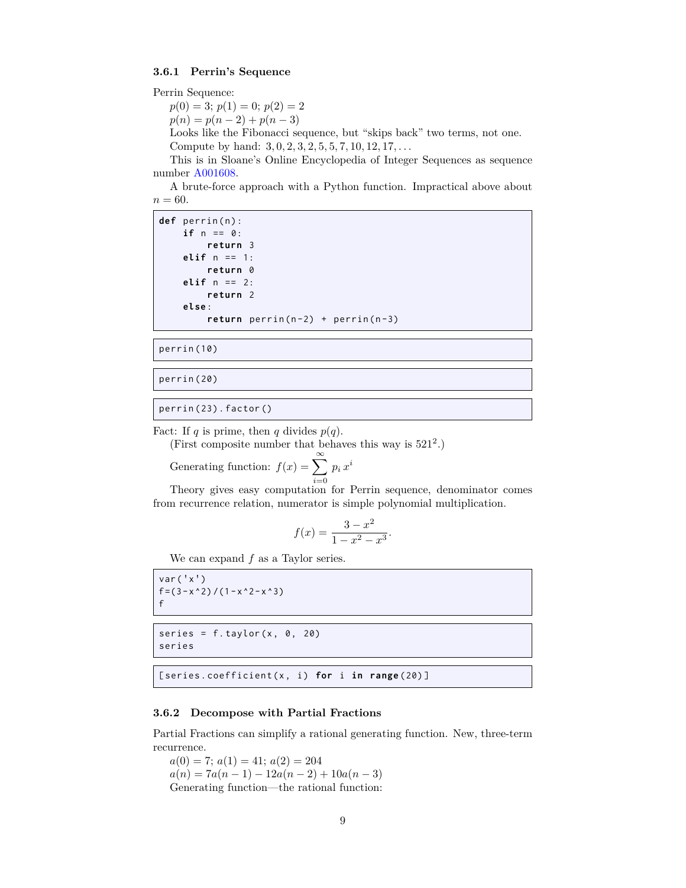### 3.6.1 Perrin's Sequence

Perrin Sequence:

$p(0) = 3$; $p(1) = 0$; $p(2) = 2$

$p(n) = p(n-2) + p(n-3)$

Looks like the Fibonacci sequence, but "skips back" two terms, not one.

Compute by hand: $3, 0, 2, 3, 2, 5, 5, 7, 10, 12, 17, \ldots$

This is in Sloane's Online Encyclopedia of Integer Sequences as sequence number A001608.

A brute-force approach with a Python function. Impractical above about $n = 60$.

```
def perrin(n):
    if n == 0:
        return 3
    elif n == 1:
        return 0
    elif n == 2:
        return 2
    else:
        return perrin(n-2) + perrin(n-3)
```

```
perrin(10)
```

```
perrin(20)
```

```
perrin(23).factor()
```

Fact: If $q$ is prime, then $q$ divides $p(q)$.

(First composite number that behaves this way is $521^2$.)

Generating function: $f(x) = \sum_{i=0}^{\infty} p_i \, x^i$

Theory gives easy computation for Perrin sequence, denominator comes from recurrence relation, numerator is simple polynomial multiplication.

$$f(x) = \frac{3 - x^2}{1 - x^2 - x^3}.$$

We can expand $f$ as a Taylor series.

```
var('x')
f=(3-x^2)/(1-x^2-x^3)
f
```

```
series = f.taylor(x, 0, 20)
series
```

```
[series.coefficient(x, i) for i in range(20)]
```

### 3.6.2 Decompose with Partial Fractions

Partial Fractions can simplify a rational generating function. New, three-term recurrence.

$a(0) = 7$; $a(1) = 41$; $a(2) = 204$

$a(n) = 7a(n-1) - 12a(n-2) + 10a(n-3)$

Generating function—the rational function: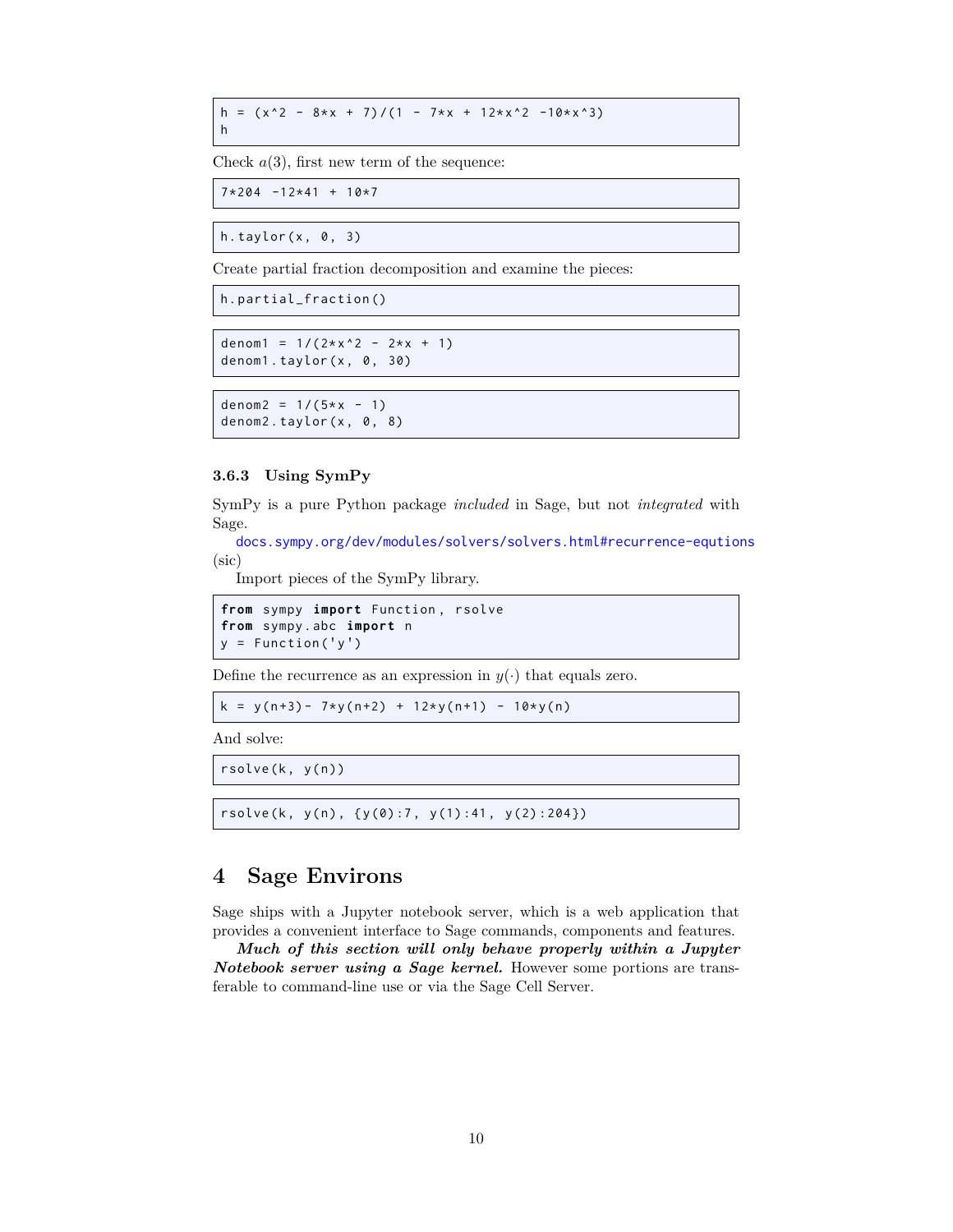```
h = (x^2 - 8*x + 7)/(1 - 7*x + 12*x^2 -10*x^3)
h
```

Check $a(3)$, first new term of the sequence:

```
7*204 -12*41 + 10*7
```

```
h.taylor(x, 0, 3)
```

Create partial fraction decomposition and examine the pieces:

```
h.partial_fraction()
```

```
denom1 = 1/(2*x^2 - 2*x + 1)
denom1.taylor(x, 0, 30)
```

```
denom2 = 1/(5*x - 1)
denom2.taylor(x, 0, 8)
```

### 3.6.3 Using SymPy

SymPy is a pure Python package *included* in Sage, but not *integrated* with Sage.

docs.sympy.org/dev/modules/solvers/solvers.html#recurrence-equtions (sic)

Import pieces of the SymPy library.

```
from sympy import Function, rsolve
from sympy.abc import n
y = Function('y')
```

Define the recurrence as an expression in $y(\cdot)$ that equals zero.

```
k = y(n+3)- 7*y(n+2) + 12*y(n+1) - 10*y(n)
```

And solve:

```
rsolve(k, y(n))
```

```
rsolve(k, y(n), {y(0):7, y(1):41, y(2):204})
```

## 4 Sage Environs

Sage ships with a Jupyter notebook server, which is a web application that provides a convenient interface to Sage commands, components and features.

***Much of this section will only behave properly within a Jupyter Notebook server using a Sage kernel.*** However some portions are transferable to command-line use or via the Sage Cell Server.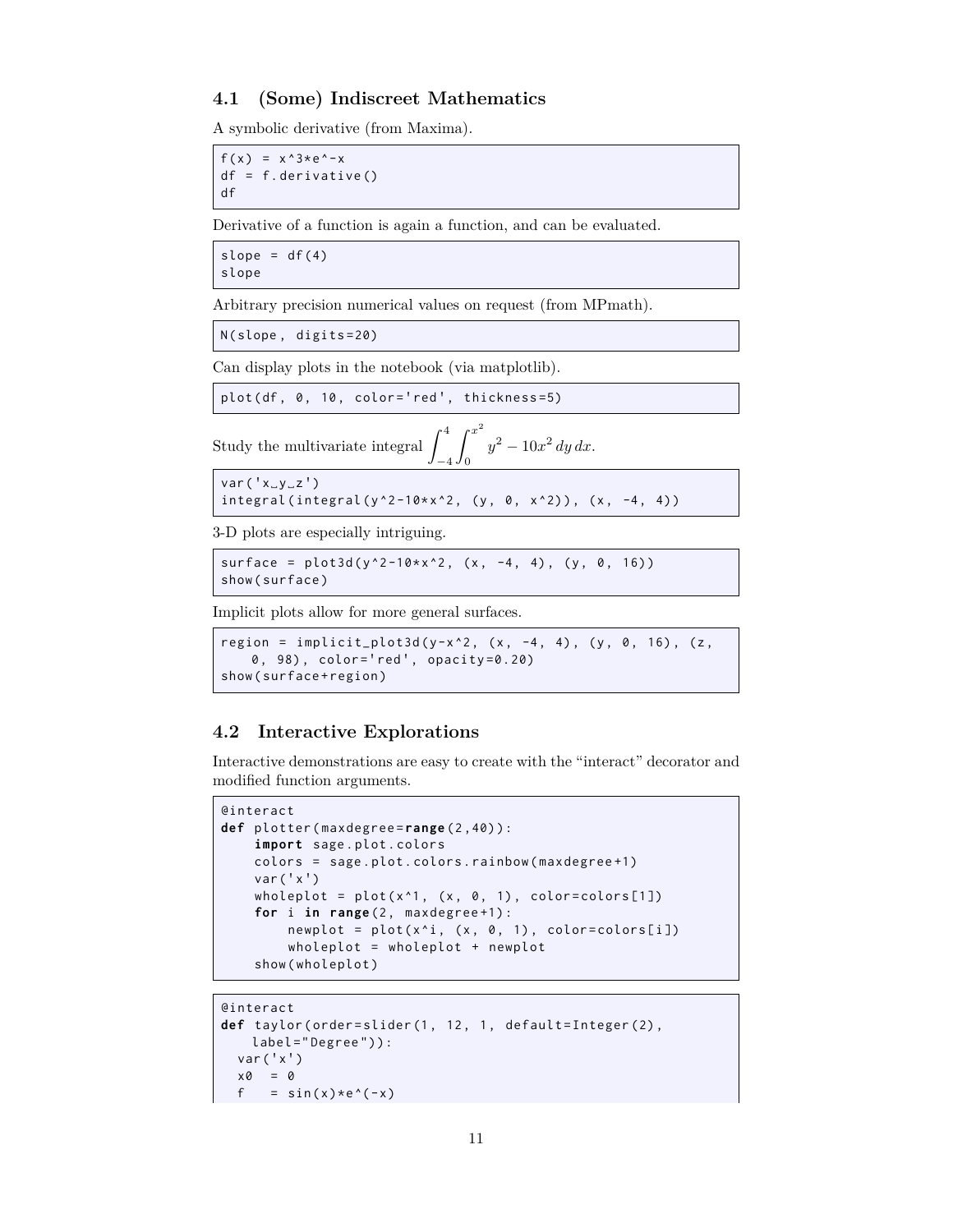### 4.1 (Some) Indiscreet Mathematics

A symbolic derivative (from Maxima).

```
f(x) = x^3*e^-x
df = f.derivative()
df
```

Derivative of a function is again a function, and can be evaluated.

```
slope = df(4)
slope
```

Arbitrary precision numerical values on request (from MPmath).

```
N(slope, digits=20)
```

Can display plots in the notebook (via matplotlib).

```
plot(df, 0, 10, color='red', thickness=5)
```

Study the multivariate integral $\int_{-4}^{4}\int_{0}^{x^2} y^2 - 10x^2\,dy\,dx$.

```
var('x y z')
integral(integral(y^2-10*x^2, (y, 0, x^2)), (x, -4, 4))
```

3-D plots are especially intriguing.

```
surface = plot3d(y^2-10*x^2, (x, -4, 4), (y, 0, 16))
show(surface)
```

Implicit plots allow for more general surfaces.

```
region = implicit_plot3d(y-x^2, (x, -4, 4), (y, 0, 16), (z,
    0, 98), color='red', opacity=0.20)
show(surface+region)
```

### 4.2 Interactive Explorations

Interactive demonstrations are easy to create with the "interact" decorator and modified function arguments.

```
@interact
def plotter(maxdegree=range(2,40)):
    import sage.plot.colors
    colors = sage.plot.colors.rainbow(maxdegree+1)
    var('x')
    wholeplot = plot(x^1, (x, 0, 1), color=colors[1])
    for i in range(2, maxdegree+1):
        newplot = plot(x^i, (x, 0, 1), color=colors[i])
        wholeplot = wholeplot + newplot
    show(wholeplot)
```

```
@interact
def taylor(order=slider(1, 12, 1, default=Integer(2),
    label="Degree")):
  var('x')
  x0  = 0
  f   = sin(x)*e^(-x)
```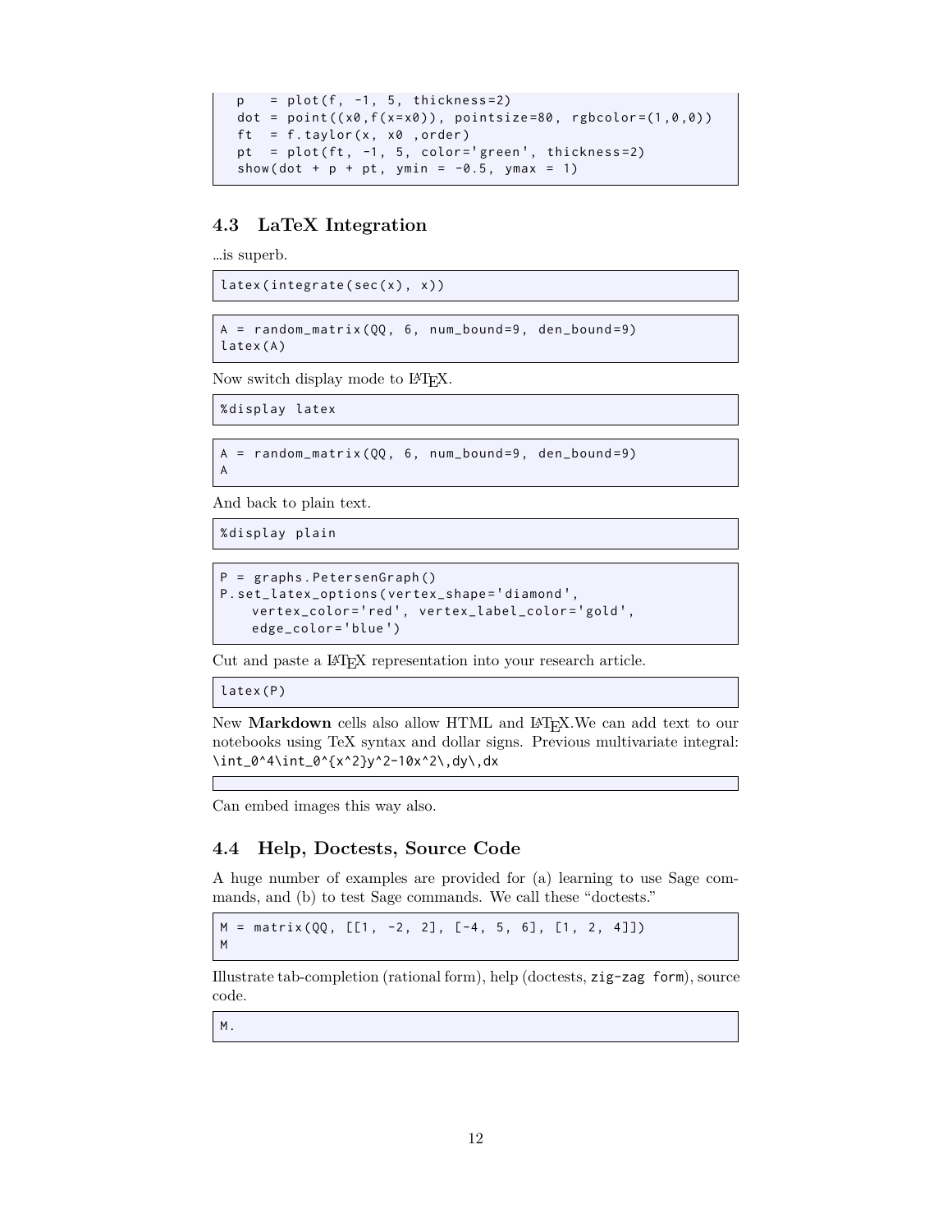```
p   = plot(f, -1, 5, thickness=2)
dot = point((x0,f(x=x0)), pointsize=80, rgbcolor=(1,0,0))
ft  = f.taylor(x, x0 ,order)
pt  = plot(ft, -1, 5, color='green', thickness=2)
show(dot + p + pt, ymin = -0.5, ymax = 1)
```

## 4.3 LaTeX Integration

...is superb.

```
latex(integrate(sec(x), x))
```

```
A = random_matrix(QQ, 6, num_bound=9, den_bound=9)
latex(A)
```

Now switch display mode to LaTeX.

```
%display latex
```

```
A = random_matrix(QQ, 6, num_bound=9, den_bound=9)
A
```

And back to plain text.

```
%display plain
```

```
P = graphs.PetersenGraph()
P.set_latex_options(vertex_shape='diamond',
    vertex_color='red', vertex_label_color='gold',
    edge_color='blue')
```

Cut and paste a LaTeX representation into your research article.

```
latex(P)
```

New **Markdown** cells also allow HTML and LaTeX.We can add text to our notebooks using TeX syntax and dollar signs. Previous multivariate integral: `\int_0^4\int_0^{x^2}y^2-10x^2\,dy\,dx`

```

```

Can embed images this way also.

## 4.4 Help, Doctests, Source Code

A huge number of examples are provided for (a) learning to use Sage commands, and (b) to test Sage commands. We call these "doctests."

```
M = matrix(QQ, [[1, -2, 2], [-4, 5, 6], [1, 2, 4]])
M
```

Illustrate tab-completion (rational form), help (doctests, `zig-zag form`), source code.

```
M.
```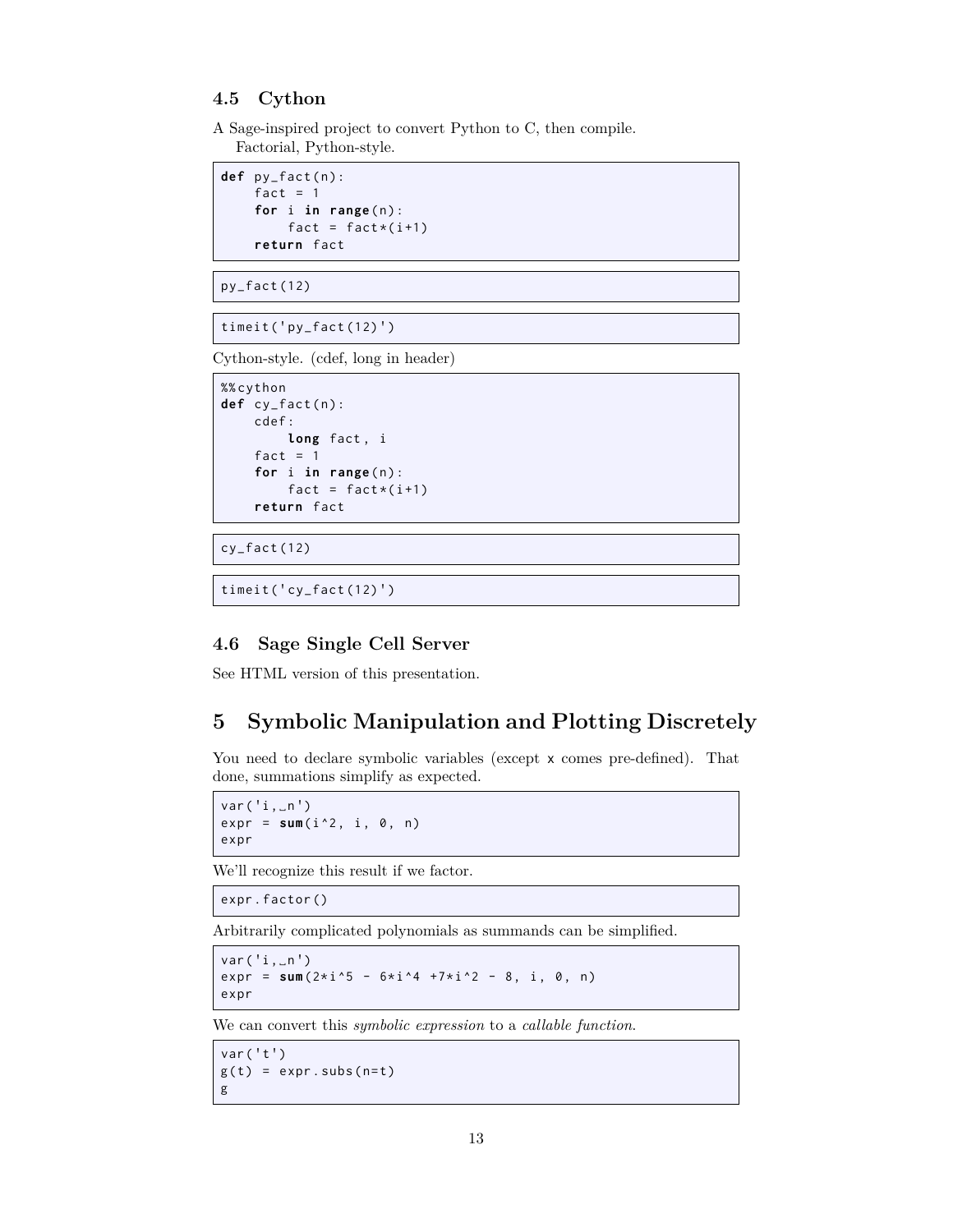## 4.5 Cython

A Sage-inspired project to convert Python to C, then compile.

Factorial, Python-style.

```
def py_fact(n):
    fact = 1
    for i in range(n):
        fact = fact*(i+1)
    return fact
```

```
py_fact(12)
```

```
timeit('py_fact(12)')
```

Cython-style. (cdef, long in header)

```
%%cython
def cy_fact(n):
    cdef:
        long fact, i
    fact = 1
    for i in range(n):
        fact = fact*(i+1)
    return fact
```

```
cy_fact(12)
```

```
timeit('cy_fact(12)')
```

## 4.6 Sage Single Cell Server

See HTML version of this presentation.

# 5 Symbolic Manipulation and Plotting Discretely

You need to declare symbolic variables (except `x` comes pre-defined). That done, summations simplify as expected.

```
var('i, n')
expr = sum(i^2, i, 0, n)
expr
```

We'll recognize this result if we factor.

```
expr.factor()
```

Arbitrarily complicated polynomials as summands can be simplified.

```
var('i, n')
expr = sum(2*i^5 - 6*i^4 +7*i^2 - 8, i, 0, n)
expr
```

We can convert this *symbolic expression* to a *callable function*.

```
var('t')
g(t) = expr.subs(n=t)
g
```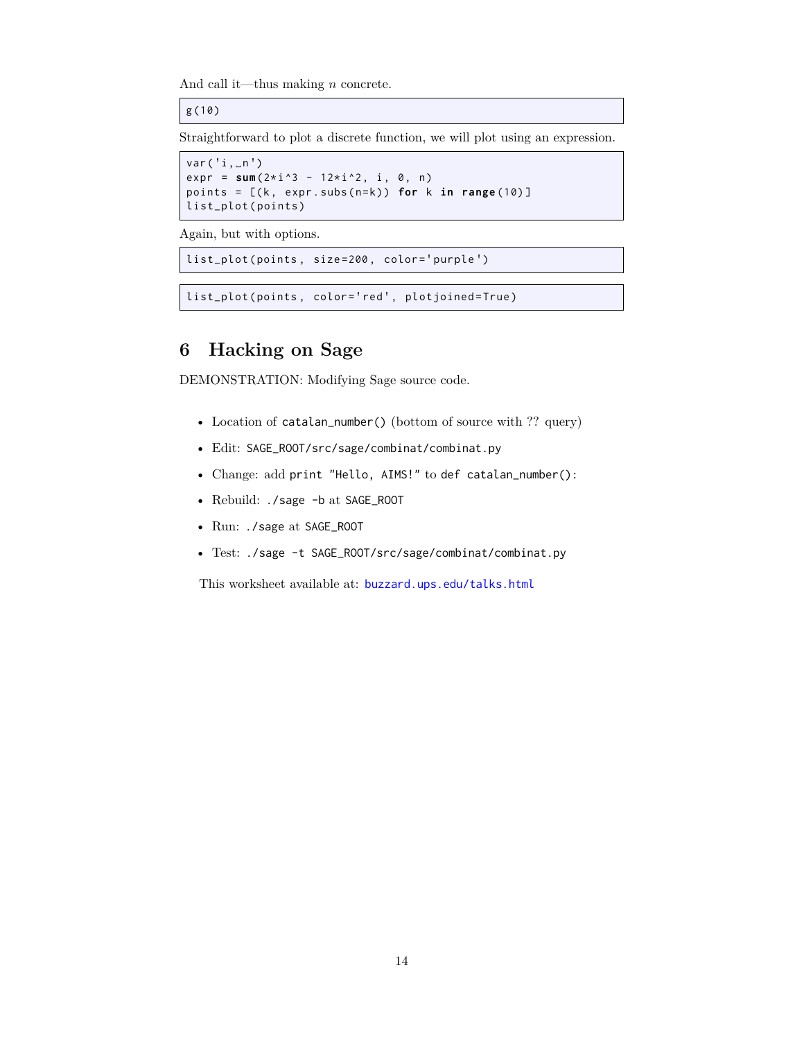And call it—thus making $n$ concrete.

```
g(10)
```

Straightforward to plot a discrete function, we will plot using an expression.

```
var('i, n')
expr = sum(2*i^3 - 12*i^2, i, 0, n)
points = [(k, expr.subs(n=k)) for k in range(10)]
list_plot(points)
```

Again, but with options.

```
list_plot(points, size=200, color='purple')
```

```
list_plot(points, color='red', plotjoined=True)
```

## 6 Hacking on Sage

DEMONSTRATION: Modifying Sage source code.

- Location of `catalan_number()` (bottom of source with ?? query)
- Edit: `SAGE_ROOT/src/sage/combinat/combinat.py`
- Change: add `print "Hello, AIMS!"` to `def catalan_number():`
- Rebuild: `./sage -b` at `SAGE_ROOT`
- Run: `./sage` at `SAGE_ROOT`
- Test: `./sage -t SAGE_ROOT/src/sage/combinat/combinat.py`

This worksheet available at: buzzard.ups.edu/talks.html